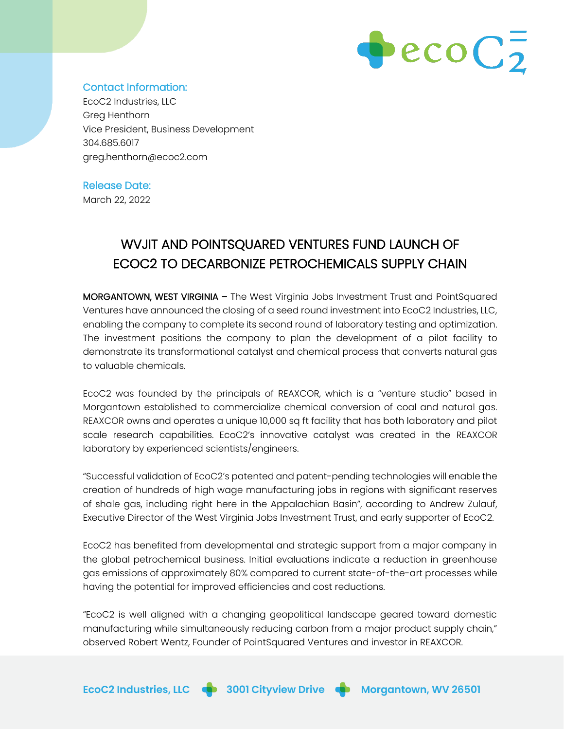**Contact Information:**
EcoC2 Industries, LLC
Greg Henthorn
Vice President, Business Development
304.685.6017
greg.henthorn@ecoc2.com

**Release Date:**
March 22, 2022

# WVJIT AND POINTSQUARED VENTURES FUND LAUNCH OF ECOC2 TO DECARBONIZE PETROCHEMICALS SUPPLY CHAIN

**MORGANTOWN, WEST VIRGINIA** – The West Virginia Jobs Investment Trust and PointSquared Ventures have announced the closing of a seed round investment into EcoC2 Industries, LLC, enabling the company to complete its second round of laboratory testing and optimization. The investment positions the company to plan the development of a pilot facility to demonstrate its transformational catalyst and chemical process that converts natural gas to valuable chemicals.

EcoC2 was founded by the principals of REAXCOR, which is a "venture studio" based in Morgantown established to commercialize chemical conversion of coal and natural gas. REAXCOR owns and operates a unique 10,000 sq ft facility that has both laboratory and pilot scale research capabilities. EcoC2's innovative catalyst was created in the REAXCOR laboratory by experienced scientists/engineers.

"Successful validation of EcoC2's patented and patent-pending technologies will enable the creation of hundreds of high wage manufacturing jobs in regions with significant reserves of shale gas, including right here in the Appalachian Basin", according to Andrew Zulauf, Executive Director of the West Virginia Jobs Investment Trust, and early supporter of EcoC2.

EcoC2 has benefited from developmental and strategic support from a major company in the global petrochemical business. Initial evaluations indicate a reduction in greenhouse gas emissions of approximately 80% compared to current state-of-the-art processes while having the potential for improved efficiencies and cost reductions.

"EcoC2 is well aligned with a changing geopolitical landscape geared toward domestic manufacturing while simultaneously reducing carbon from a major product supply chain," observed Robert Wentz, Founder of PointSquared Ventures and investor in REAXCOR.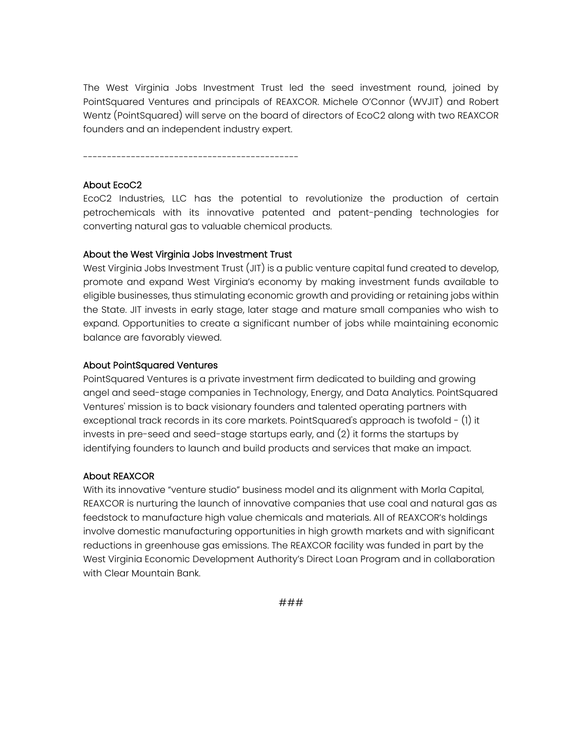The West Virginia Jobs Investment Trust led the seed investment round, joined by PointSquared Ventures and principals of REAXCOR. Michele O'Connor (WVJIT) and Robert Wentz (PointSquared) will serve on the board of directors of EcoC2 along with two REAXCOR founders and an independent industry expert.

---

## About EcoC2

EcoC2 Industries, LLC has the potential to revolutionize the production of certain petrochemicals with its innovative patented and patent-pending technologies for converting natural gas to valuable chemical products.

## About the West Virginia Jobs Investment Trust

West Virginia Jobs Investment Trust (JIT) is a public venture capital fund created to develop, promote and expand West Virginia's economy by making investment funds available to eligible businesses, thus stimulating economic growth and providing or retaining jobs within the State. JIT invests in early stage, later stage and mature small companies who wish to expand. Opportunities to create a significant number of jobs while maintaining economic balance are favorably viewed.

## About PointSquared Ventures

PointSquared Ventures is a private investment firm dedicated to building and growing angel and seed-stage companies in Technology, Energy, and Data Analytics. PointSquared Ventures' mission is to back visionary founders and talented operating partners with exceptional track records in its core markets. PointSquared's approach is twofold - (1) it invests in pre-seed and seed-stage startups early, and (2) it forms the startups by identifying founders to launch and build products and services that make an impact.

## About REAXCOR

With its innovative "venture studio" business model and its alignment with Morla Capital, REAXCOR is nurturing the launch of innovative companies that use coal and natural gas as feedstock to manufacture high value chemicals and materials. All of REAXCOR's holdings involve domestic manufacturing opportunities in high growth markets and with significant reductions in greenhouse gas emissions. The REAXCOR facility was funded in part by the West Virginia Economic Development Authority's Direct Loan Program and in collaboration with Clear Mountain Bank.

###